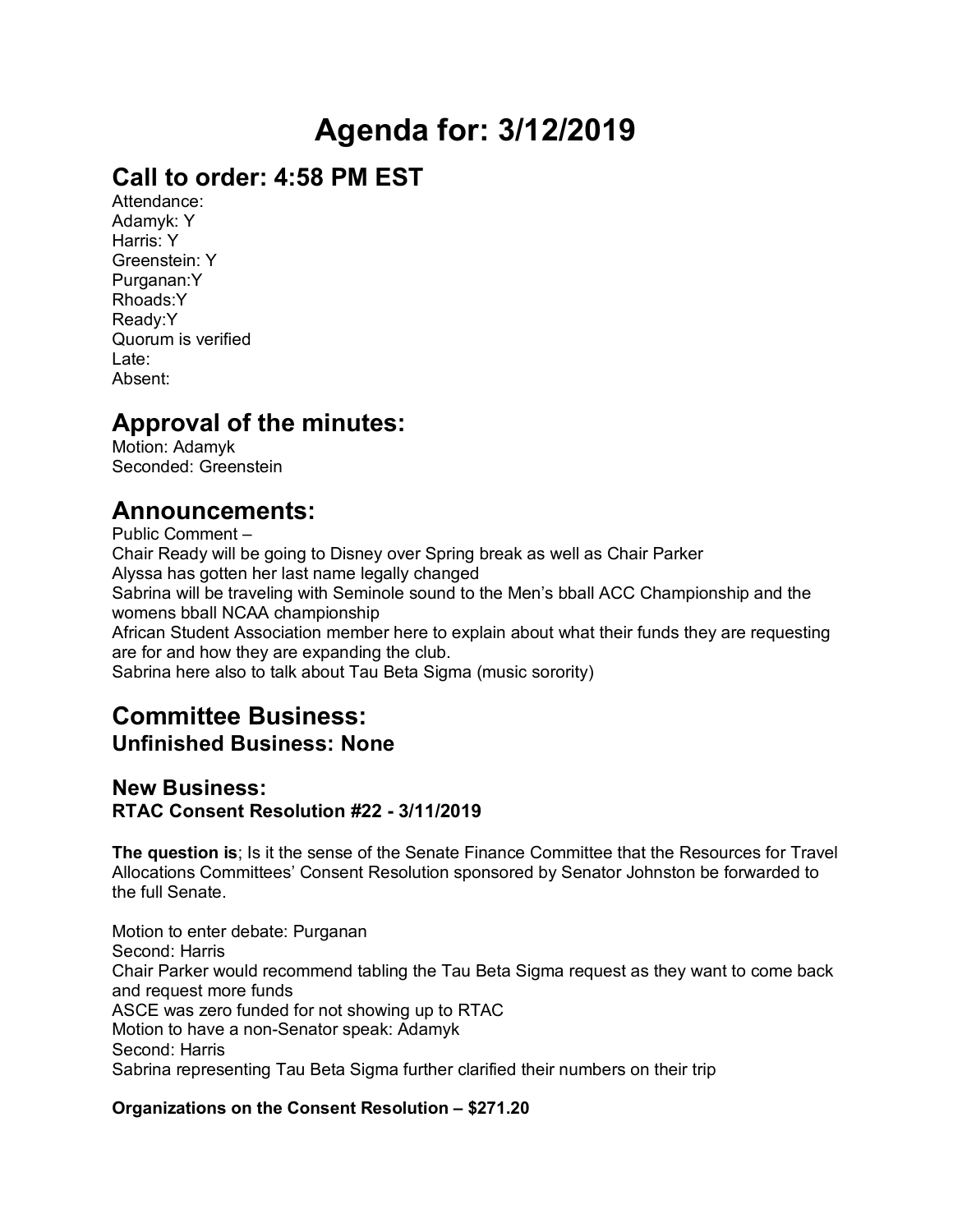# Agenda for: 3/12/2019

## Call to order: 4:58 PM EST

Attendance:
Adamyk: Y
Harris: Y
Greenstein: Y
Purganan:Y
Rhoads:Y
Ready:Y
Quorum is verified
Late:
Absent:

## Approval of the minutes:

Motion: Adamyk
Seconded: Greenstein

## Announcements:

Public Comment –
Chair Ready will be going to Disney over Spring break as well as Chair Parker
Alyssa has gotten her last name legally changed
Sabrina will be traveling with Seminole sound to the Men's bball ACC Championship and the womens bball NCAA championship
African Student Association member here to explain about what their funds they are requesting are for and how they are expanding the club.
Sabrina here also to talk about Tau Beta Sigma (music sorority)

## Committee Business:

### Unfinished Business: None

### New Business:

**RTAC Consent Resolution #22 - 3/11/2019**

**The question is**; Is it the sense of the Senate Finance Committee that the Resources for Travel Allocations Committees' Consent Resolution sponsored by Senator Johnston be forwarded to the full Senate.

Motion to enter debate: Purganan
Second: Harris
Chair Parker would recommend tabling the Tau Beta Sigma request as they want to come back and request more funds
ASCE was zero funded for not showing up to RTAC
Motion to have a non-Senator speak: Adamyk
Second: Harris
Sabrina representing Tau Beta Sigma further clarified their numbers on their trip

**Organizations on the Consent Resolution – $271.20**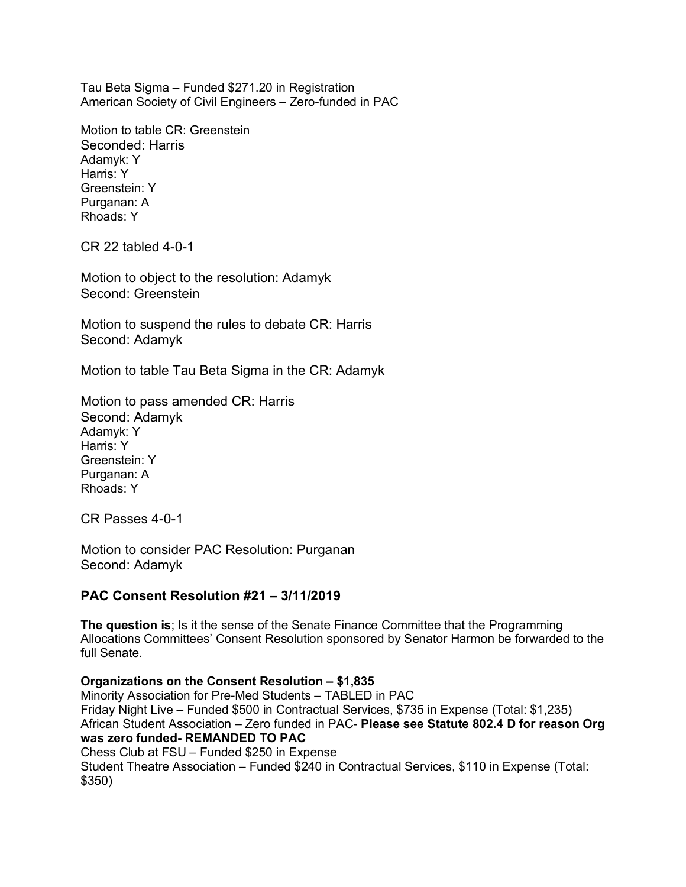Tau Beta Sigma – Funded $271.20 in Registration
American Society of Civil Engineers – Zero-funded in PAC

Motion to table CR: Greenstein
Seconded: Harris
Adamyk: Y
Harris: Y
Greenstein: Y
Purganan: A
Rhoads: Y

CR 22 tabled 4-0-1

Motion to object to the resolution: Adamyk
Second: Greenstein

Motion to suspend the rules to debate CR: Harris
Second: Adamyk

Motion to table Tau Beta Sigma in the CR: Adamyk

Motion to pass amended CR: Harris
Second: Adamyk
Adamyk: Y
Harris: Y
Greenstein: Y
Purganan: A
Rhoads: Y

CR Passes 4-0-1

Motion to consider PAC Resolution: Purganan
Second: Adamyk

### PAC Consent Resolution #21 – 3/11/2019

**The question is**; Is it the sense of the Senate Finance Committee that the Programming Allocations Committees' Consent Resolution sponsored by Senator Harmon be forwarded to the full Senate.

**Organizations on the Consent Resolution – $1,835**
Minority Association for Pre-Med Students – TABLED in PAC
Friday Night Live – Funded $500 in Contractual Services, $735 in Expense (Total: $1,235)
African Student Association – Zero funded in PAC- **Please see Statute 802.4 D for reason Org was zero funded- REMANDED TO PAC**
Chess Club at FSU – Funded $250 in Expense
Student Theatre Association – Funded $240 in Contractual Services, $110 in Expense (Total: $350)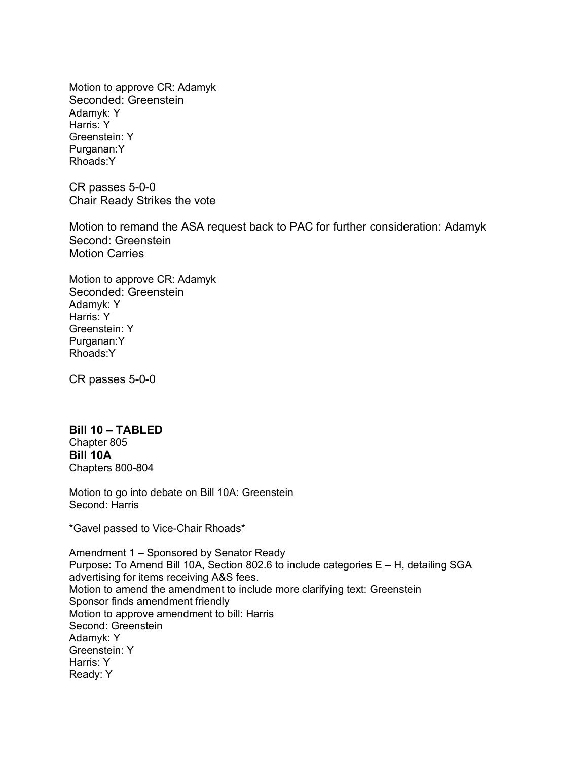Motion to approve CR: Adamyk
Seconded: Greenstein
Adamyk: Y
Harris: Y
Greenstein: Y
Purganan:Y
Rhoads:Y

CR passes 5-0-0
Chair Ready Strikes the vote

Motion to remand the ASA request back to PAC for further consideration: Adamyk
Second: Greenstein
Motion Carries

Motion to approve CR: Adamyk
Seconded: Greenstein
Adamyk: Y
Harris: Y
Greenstein: Y
Purganan:Y
Rhoads:Y

CR passes 5-0-0

**Bill 10 – TABLED**
Chapter 805
**Bill 10A**
Chapters 800-804

Motion to go into debate on Bill 10A: Greenstein
Second: Harris

*Gavel passed to Vice-Chair Rhoads*

Amendment 1 – Sponsored by Senator Ready
Purpose: To Amend Bill 10A, Section 802.6 to include categories E – H, detailing SGA advertising for items receiving A&S fees.
Motion to amend the amendment to include more clarifying text: Greenstein
Sponsor finds amendment friendly
Motion to approve amendment to bill: Harris
Second: Greenstein
Adamyk: Y
Greenstein: Y
Harris: Y
Ready: Y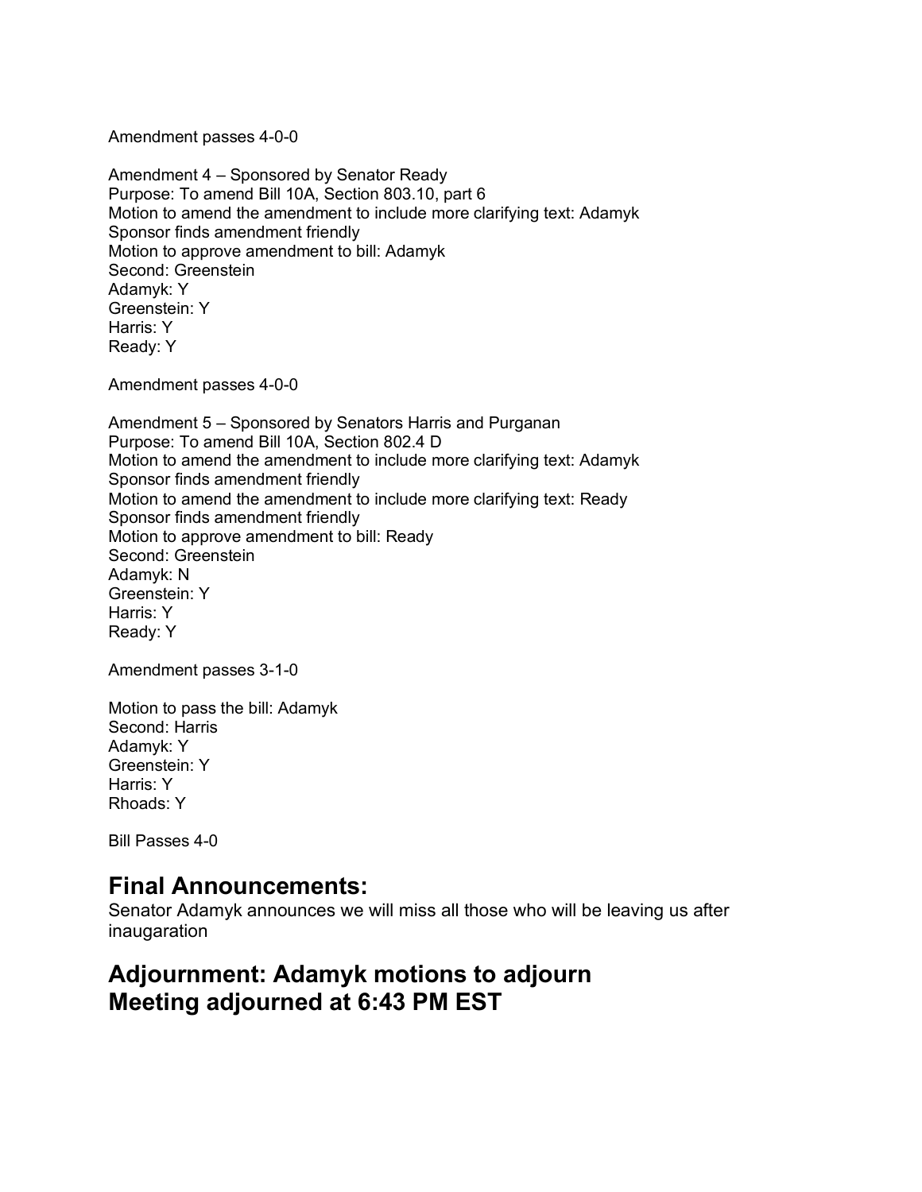Amendment passes 4-0-0

Amendment 4 – Sponsored by Senator Ready
Purpose: To amend Bill 10A, Section 803.10, part 6
Motion to amend the amendment to include more clarifying text: Adamyk
Sponsor finds amendment friendly
Motion to approve amendment to bill: Adamyk
Second: Greenstein
Adamyk: Y
Greenstein: Y
Harris: Y
Ready: Y

Amendment passes 4-0-0

Amendment 5 – Sponsored by Senators Harris and Purganan
Purpose: To amend Bill 10A, Section 802.4 D
Motion to amend the amendment to include more clarifying text: Adamyk
Sponsor finds amendment friendly
Motion to amend the amendment to include more clarifying text: Ready
Sponsor finds amendment friendly
Motion to approve amendment to bill: Ready
Second: Greenstein
Adamyk: N
Greenstein: Y
Harris: Y
Ready: Y

Amendment passes 3-1-0

Motion to pass the bill: Adamyk
Second: Harris
Adamyk: Y
Greenstein: Y
Harris: Y
Rhoads: Y

Bill Passes 4-0

## Final Announcements:

Senator Adamyk announces we will miss all those who will be leaving us after inaugaration

## Adjournment: Adamyk motions to adjourn
## Meeting adjourned at 6:43 PM EST